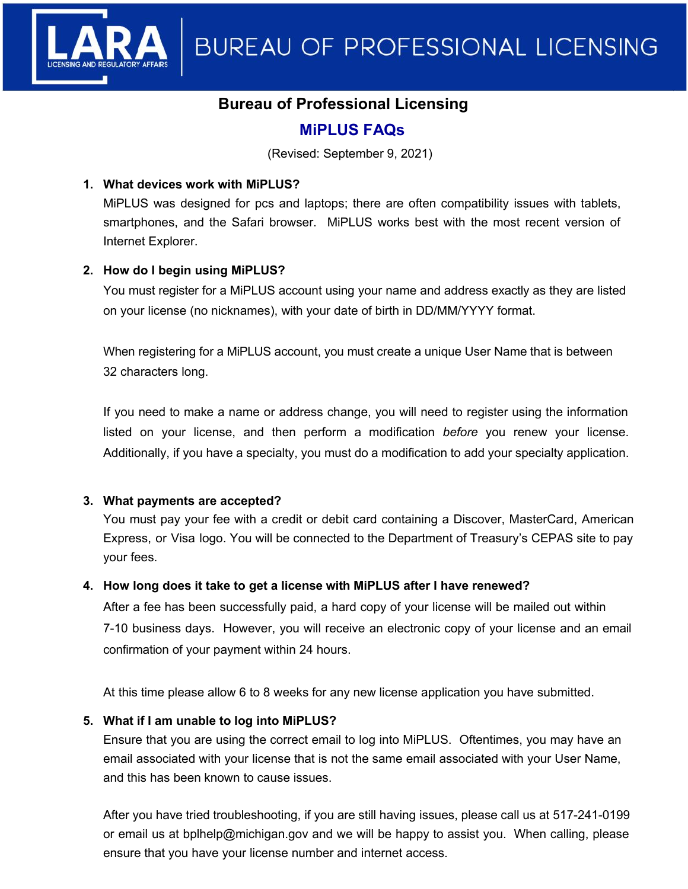# Bureau of Professional Licensing

## MiPLUS FAQs

(Revised: September 9, 2021)

1. **What devices work with MiPLUS?**
   MiPLUS was designed for pcs and laptops; there are often compatibility issues with tablets, smartphones, and the Safari browser. MiPLUS works best with the most recent version of Internet Explorer.

2. **How do I begin using MiPLUS?**
   You must register for a MiPLUS account using your name and address exactly as they are listed on your license (no nicknames), with your date of birth in DD/MM/YYYY format.

   When registering for a MiPLUS account, you must create a unique User Name that is between 32 characters long.

   If you need to make a name or address change, you will need to register using the information listed on your license, and then perform a modification *before* you renew your license. Additionally, if you have a specialty, you must do a modification to add your specialty application.

3. **What payments are accepted?**
   You must pay your fee with a credit or debit card containing a Discover, MasterCard, American Express, or Visa logo. You will be connected to the Department of Treasury's CEPAS site to pay your fees.

4. **How long does it take to get a license with MiPLUS after I have renewed?**
   After a fee has been successfully paid, a hard copy of your license will be mailed out within 7-10 business days. However, you will receive an electronic copy of your license and an email confirmation of your payment within 24 hours.

   At this time please allow 6 to 8 weeks for any new license application you have submitted.

5. **What if I am unable to log into MiPLUS?**
   Ensure that you are using the correct email to log into MiPLUS. Oftentimes, you may have an email associated with your license that is not the same email associated with your User Name, and this has been known to cause issues.

   After you have tried troubleshooting, if you are still having issues, please call us at 517-241-0199 or email us at bplhelp@michigan.gov and we will be happy to assist you. When calling, please ensure that you have your license number and internet access.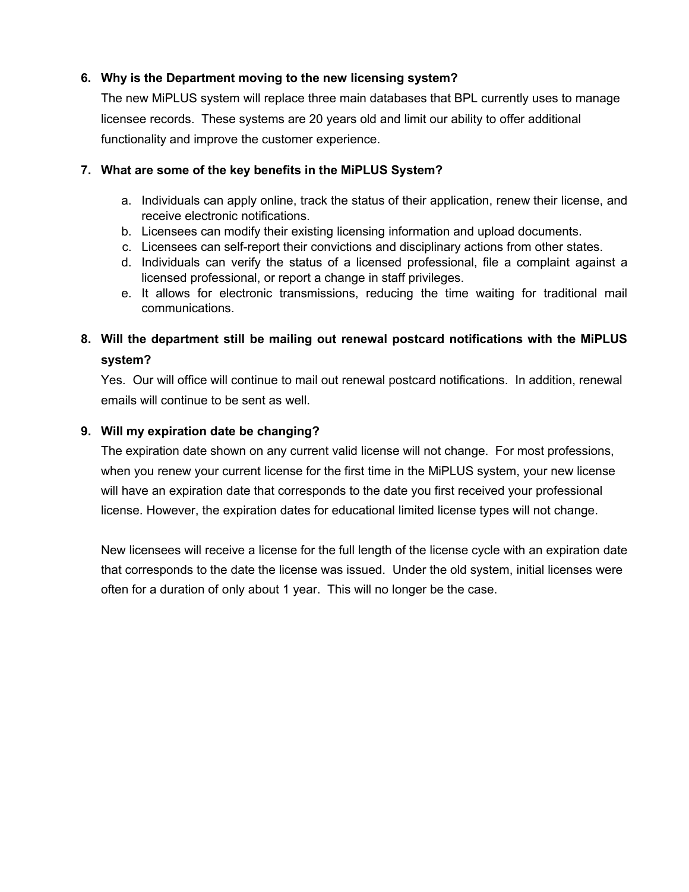6. **Why is the Department moving to the new licensing system?**

   The new MiPLUS system will replace three main databases that BPL currently uses to manage licensee records. These systems are 20 years old and limit our ability to offer additional functionality and improve the customer experience.

7. **What are some of the key benefits in the MiPLUS System?**

   a. Individuals can apply online, track the status of their application, renew their license, and receive electronic notifications.
   b. Licensees can modify their existing licensing information and upload documents.
   c. Licensees can self-report their convictions and disciplinary actions from other states.
   d. Individuals can verify the status of a licensed professional, file a complaint against a licensed professional, or report a change in staff privileges.
   e. It allows for electronic transmissions, reducing the time waiting for traditional mail communications.

8. **Will the department still be mailing out renewal postcard notifications with the MiPLUS system?**

   Yes. Our will office will continue to mail out renewal postcard notifications. In addition, renewal emails will continue to be sent as well.

9. **Will my expiration date be changing?**

   The expiration date shown on any current valid license will not change. For most professions, when you renew your current license for the first time in the MiPLUS system, your new license will have an expiration date that corresponds to the date you first received your professional license. However, the expiration dates for educational limited license types will not change.

   New licensees will receive a license for the full length of the license cycle with an expiration date that corresponds to the date the license was issued. Under the old system, initial licenses were often for a duration of only about 1 year. This will no longer be the case.